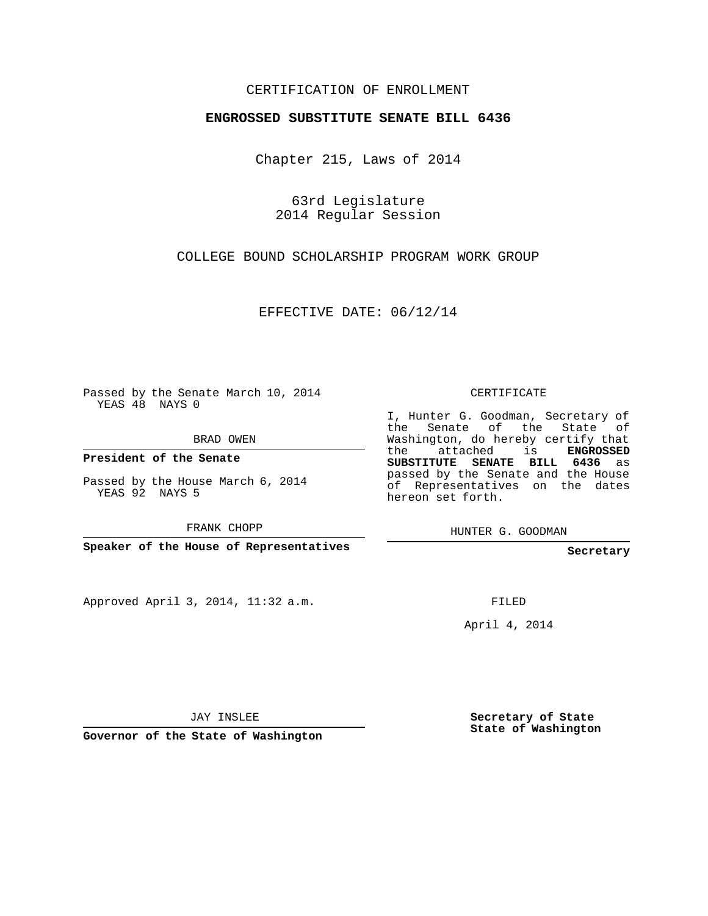CERTIFICATION OF ENROLLMENT

**ENGROSSED SUBSTITUTE SENATE BILL 6436**

Chapter 215, Laws of 2014

63rd Legislature
2014 Regular Session

COLLEGE BOUND SCHOLARSHIP PROGRAM WORK GROUP

EFFECTIVE DATE: 06/12/14

Passed by the Senate March 10, 2014
YEAS 48 NAYS 0

BRAD OWEN

**President of the Senate**

Passed by the House March 6, 2014
YEAS 92 NAYS 5

FRANK CHOPP

**Speaker of the House of Representatives**

Approved April 3, 2014, 11:32 a.m.

JAY INSLEE

**Governor of the State of Washington**

CERTIFICATE

I, Hunter G. Goodman, Secretary of the Senate of the State of Washington, do hereby certify that the attached is **ENGROSSED SUBSTITUTE SENATE BILL 6436** as passed by the Senate and the House of Representatives on the dates hereon set forth.

HUNTER G. GOODMAN

**Secretary**

FILED

April 4, 2014

**Secretary of State**
**State of Washington**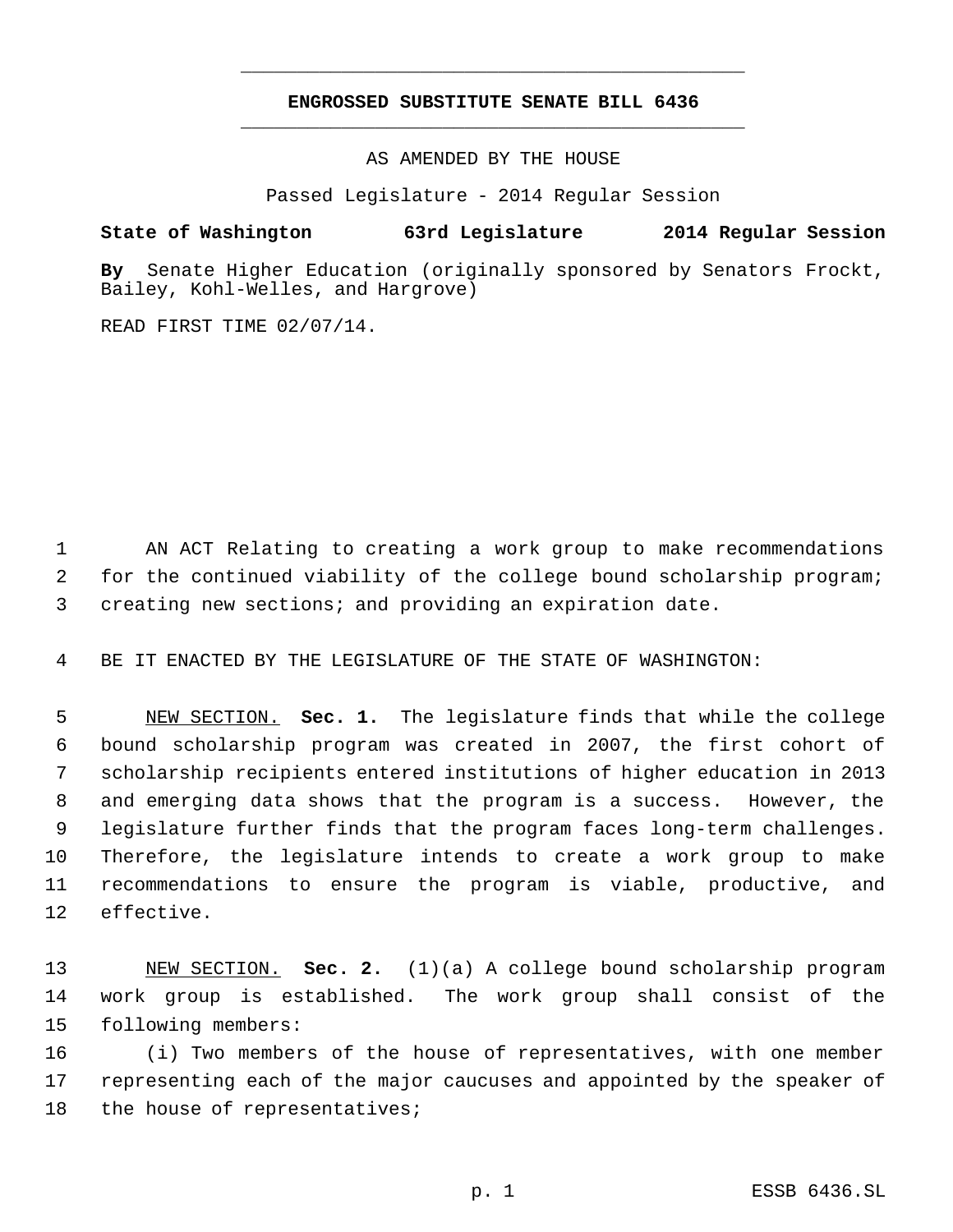# ENGROSSED SUBSTITUTE SENATE BILL 6436

AS AMENDED BY THE HOUSE

Passed Legislature - 2014 Regular Session

**State of Washington 63rd Legislature 2014 Regular Session**

**By** Senate Higher Education (originally sponsored by Senators Frockt, Bailey, Kohl-Welles, and Hargrove)

READ FIRST TIME 02/07/14.

AN ACT Relating to creating a work group to make recommendations for the continued viability of the college bound scholarship program; creating new sections; and providing an expiration date.

BE IT ENACTED BY THE LEGISLATURE OF THE STATE OF WASHINGTON:

NEW SECTION. **Sec. 1.** The legislature finds that while the college bound scholarship program was created in 2007, the first cohort of scholarship recipients entered institutions of higher education in 2013 and emerging data shows that the program is a success. However, the legislature further finds that the program faces long-term challenges. Therefore, the legislature intends to create a work group to make recommendations to ensure the program is viable, productive, and effective.

NEW SECTION. **Sec. 2.** (1)(a) A college bound scholarship program work group is established. The work group shall consist of the following members:

(i) Two members of the house of representatives, with one member representing each of the major caucuses and appointed by the speaker of the house of representatives;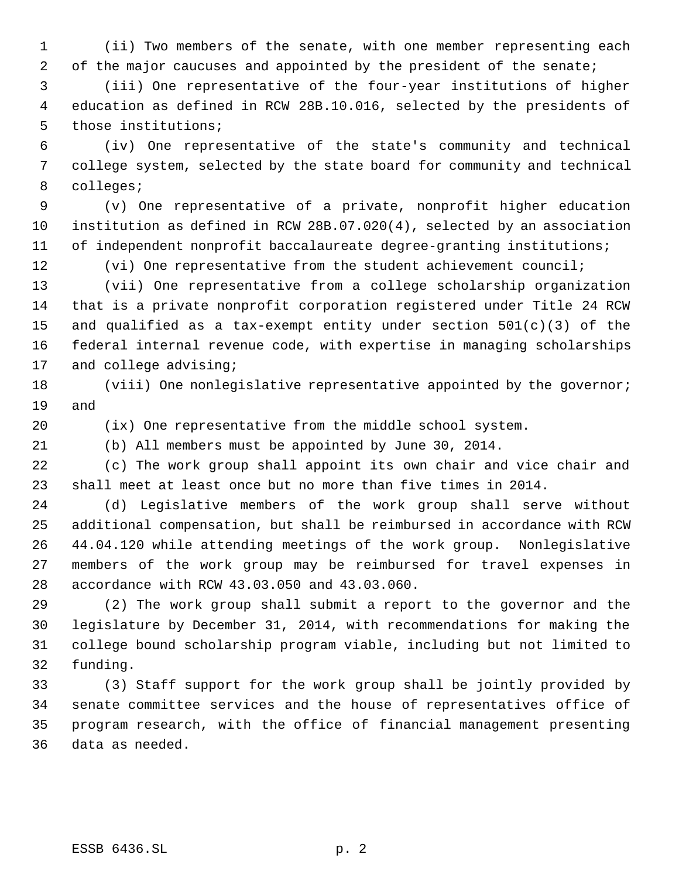(ii) Two members of the senate, with one member representing each of the major caucuses and appointed by the president of the senate;

(iii) One representative of the four-year institutions of higher education as defined in RCW 28B.10.016, selected by the presidents of those institutions;

(iv) One representative of the state's community and technical college system, selected by the state board for community and technical colleges;

(v) One representative of a private, nonprofit higher education institution as defined in RCW 28B.07.020(4), selected by an association of independent nonprofit baccalaureate degree-granting institutions;

(vi) One representative from the student achievement council;

(vii) One representative from a college scholarship organization that is a private nonprofit corporation registered under Title 24 RCW and qualified as a tax-exempt entity under section 501(c)(3) of the federal internal revenue code, with expertise in managing scholarships and college advising;

(viii) One nonlegislative representative appointed by the governor; and

(ix) One representative from the middle school system.

(b) All members must be appointed by June 30, 2014.

(c) The work group shall appoint its own chair and vice chair and shall meet at least once but no more than five times in 2014.

(d) Legislative members of the work group shall serve without additional compensation, but shall be reimbursed in accordance with RCW 44.04.120 while attending meetings of the work group. Nonlegislative members of the work group may be reimbursed for travel expenses in accordance with RCW 43.03.050 and 43.03.060.

(2) The work group shall submit a report to the governor and the legislature by December 31, 2014, with recommendations for making the college bound scholarship program viable, including but not limited to funding.

(3) Staff support for the work group shall be jointly provided by senate committee services and the house of representatives office of program research, with the office of financial management presenting data as needed.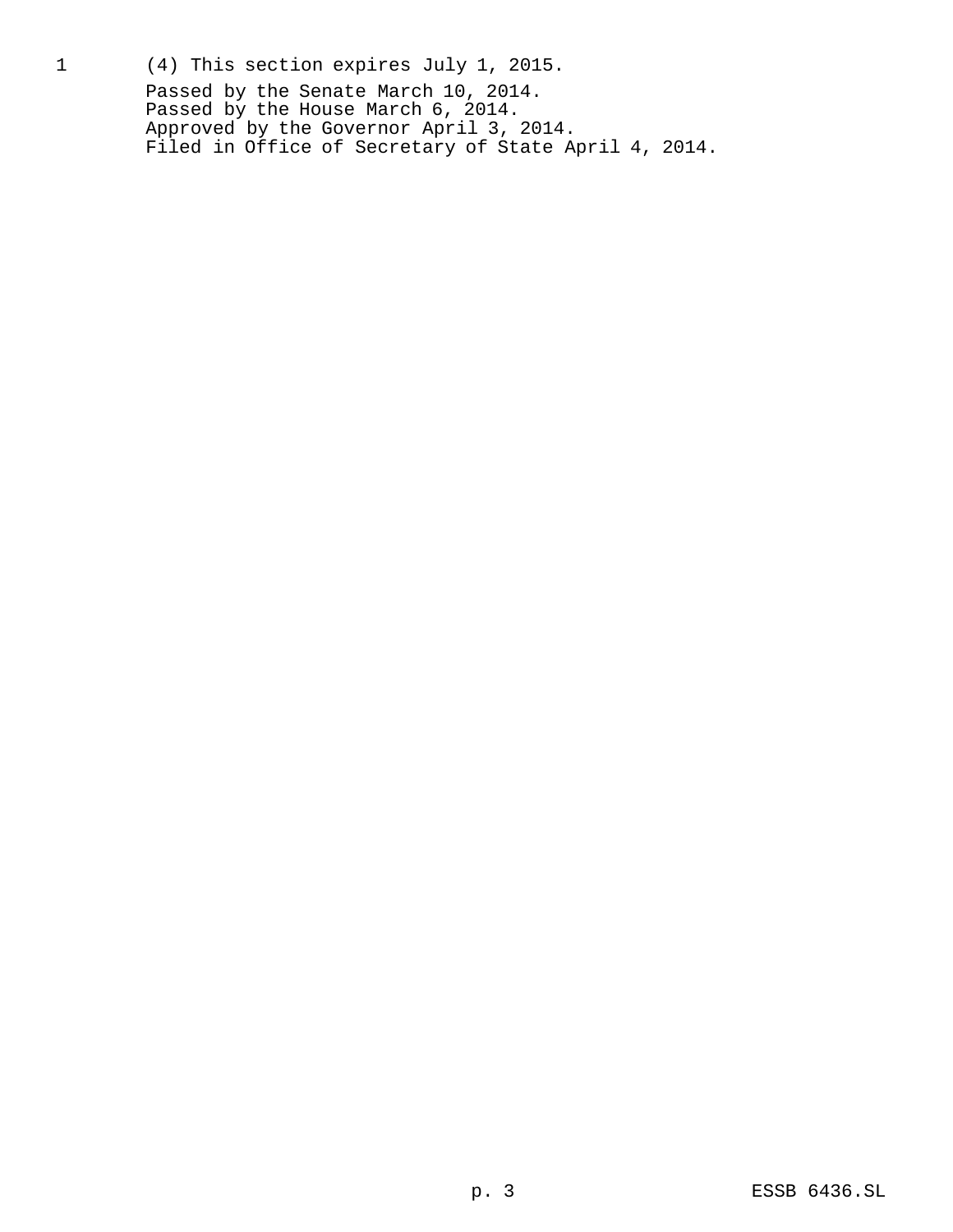(4) This section expires July 1, 2015.

Passed by the Senate March 10, 2014.
Passed by the House March 6, 2014.
Approved by the Governor April 3, 2014.
Filed in Office of Secretary of State April 4, 2014.